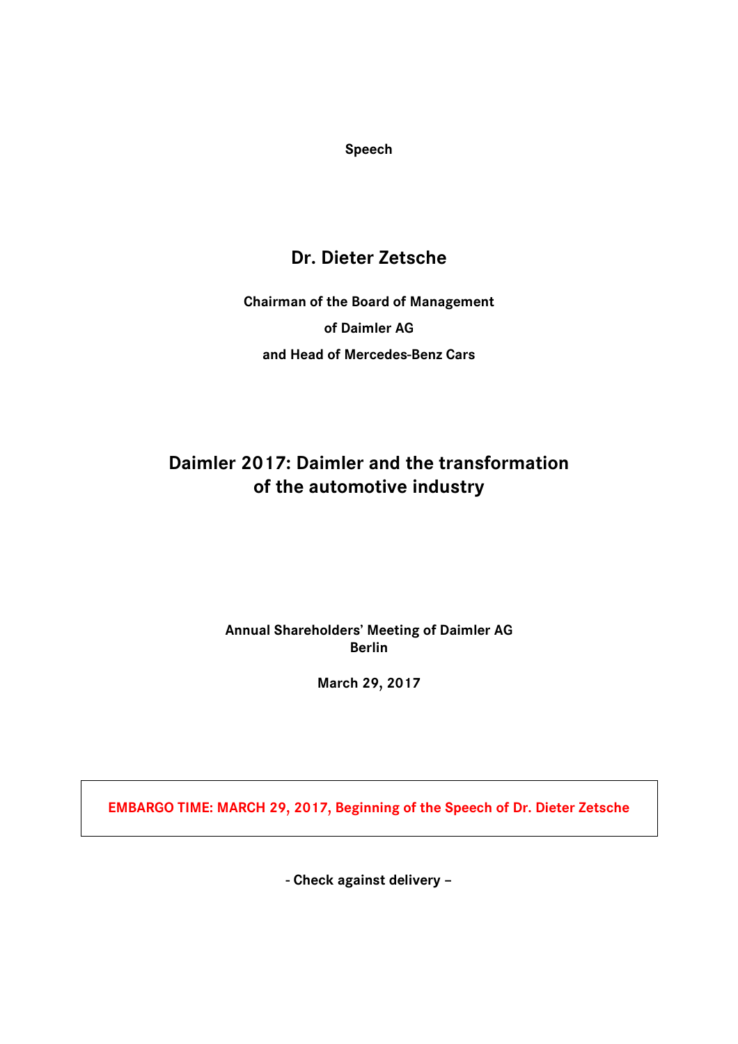**Speech**

# Dr. Dieter Zetsche

**Chairman of the Board of Management**

**of Daimler AG**

**and Head of Mercedes-Benz Cars**

## Daimler 2017: Daimler and the transformation of the automotive industry

**Annual Shareholders' Meeting of Daimler AG**
**Berlin**

**March 29, 2017**

**EMBARGO TIME: MARCH 29, 2017, Beginning of the Speech of Dr. Dieter Zetsche**

**- Check against delivery –**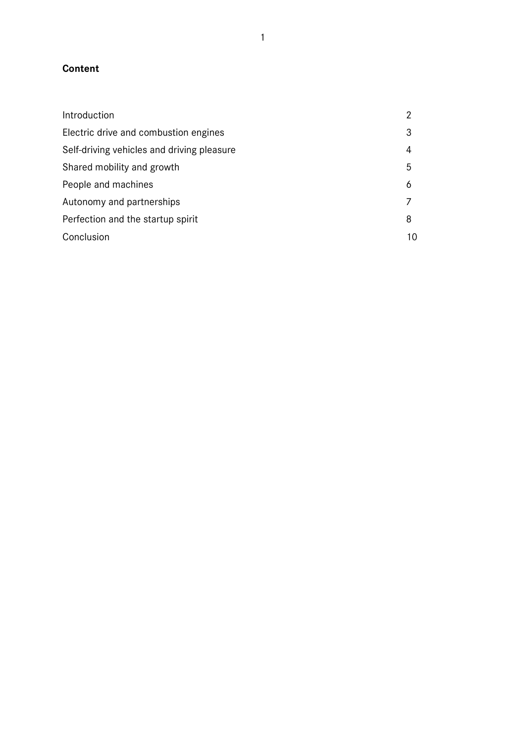**Content**

| | |
|---|---|
| Introduction | 2 |
| Electric drive and combustion engines | 3 |
| Self-driving vehicles and driving pleasure | 4 |
| Shared mobility and growth | 5 |
| People and machines | 6 |
| Autonomy and partnerships | 7 |
| Perfection and the startup spirit | 8 |
| Conclusion | 10 |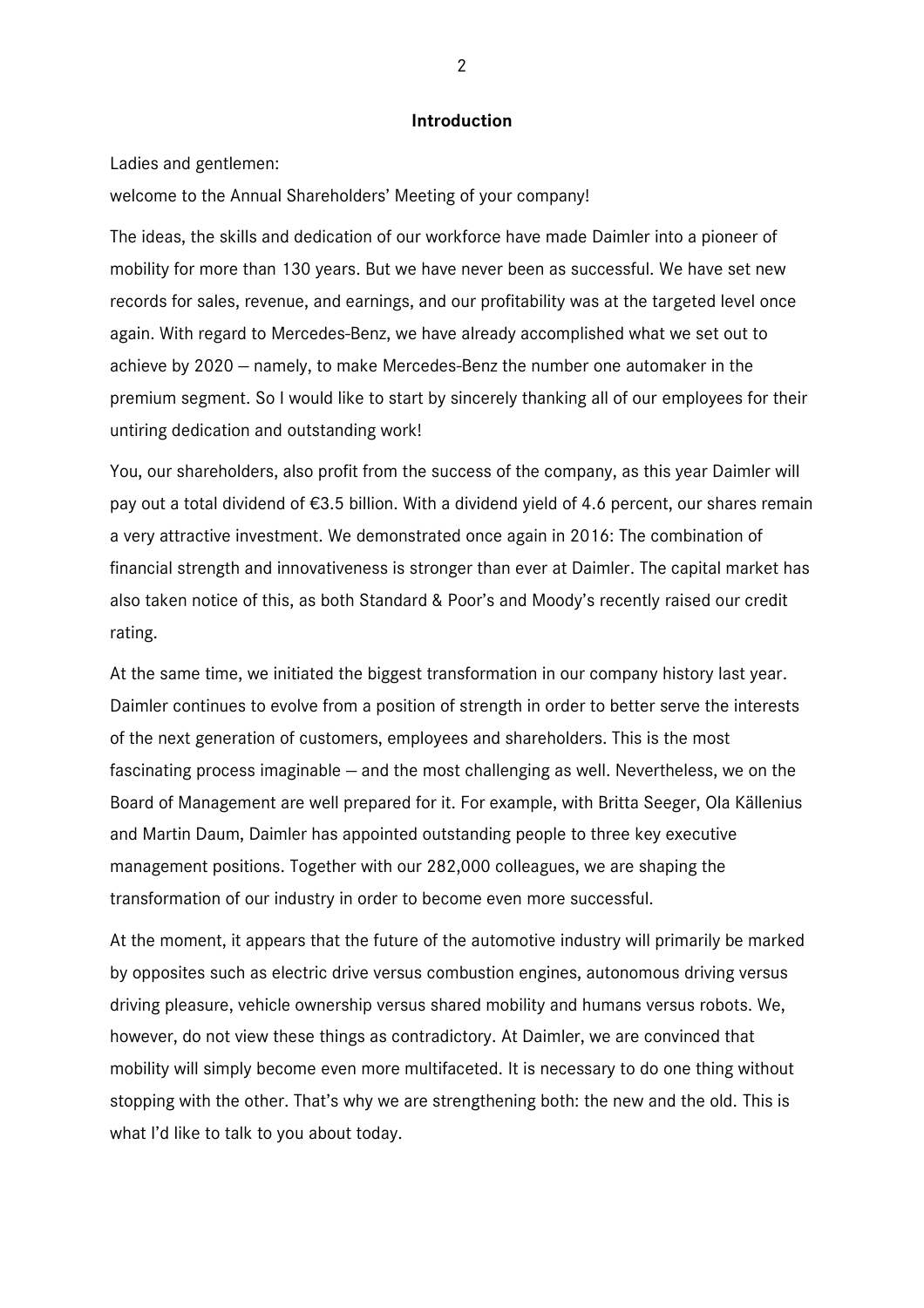## Introduction

Ladies and gentlemen:

welcome to the Annual Shareholders' Meeting of your company!

The ideas, the skills and dedication of our workforce have made Daimler into a pioneer of mobility for more than 130 years. But we have never been as successful. We have set new records for sales, revenue, and earnings, and our profitability was at the targeted level once again. With regard to Mercedes-Benz, we have already accomplished what we set out to achieve by 2020 – namely, to make Mercedes-Benz the number one automaker in the premium segment. So I would like to start by sincerely thanking all of our employees for their untiring dedication and outstanding work!

You, our shareholders, also profit from the success of the company, as this year Daimler will pay out a total dividend of €3.5 billion. With a dividend yield of 4.6 percent, our shares remain a very attractive investment. We demonstrated once again in 2016: The combination of financial strength and innovativeness is stronger than ever at Daimler. The capital market has also taken notice of this, as both Standard & Poor's and Moody's recently raised our credit rating.

At the same time, we initiated the biggest transformation in our company history last year. Daimler continues to evolve from a position of strength in order to better serve the interests of the next generation of customers, employees and shareholders. This is the most fascinating process imaginable – and the most challenging as well. Nevertheless, we on the Board of Management are well prepared for it. For example, with Britta Seeger, Ola Källenius and Martin Daum, Daimler has appointed outstanding people to three key executive management positions. Together with our 282,000 colleagues, we are shaping the transformation of our industry in order to become even more successful.

At the moment, it appears that the future of the automotive industry will primarily be marked by opposites such as electric drive versus combustion engines, autonomous driving versus driving pleasure, vehicle ownership versus shared mobility and humans versus robots. We, however, do not view these things as contradictory. At Daimler, we are convinced that mobility will simply become even more multifaceted. It is necessary to do one thing without stopping with the other. That's why we are strengthening both: the new and the old. This is what I'd like to talk to you about today.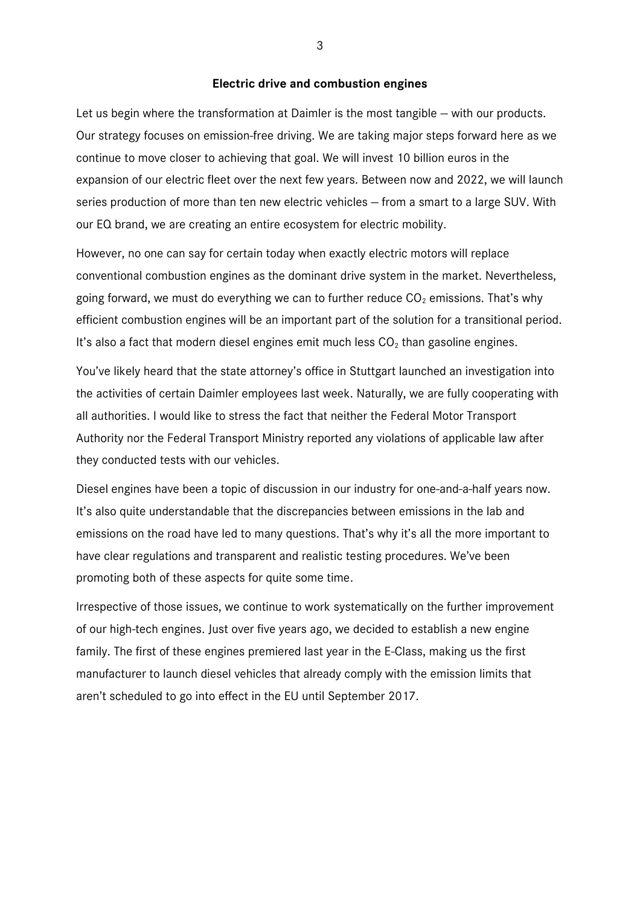## Electric drive and combustion engines

Let us begin where the transformation at Daimler is the most tangible – with our products. Our strategy focuses on emission-free driving. We are taking major steps forward here as we continue to move closer to achieving that goal. We will invest 10 billion euros in the expansion of our electric fleet over the next few years. Between now and 2022, we will launch series production of more than ten new electric vehicles – from a smart to a large SUV. With our EQ brand, we are creating an entire ecosystem for electric mobility.

However, no one can say for certain today when exactly electric motors will replace conventional combustion engines as the dominant drive system in the market. Nevertheless, going forward, we must do everything we can to further reduce $CO_2$ emissions. That's why efficient combustion engines will be an important part of the solution for a transitional period. It's also a fact that modern diesel engines emit much less $CO_2$ than gasoline engines.

You've likely heard that the state attorney's office in Stuttgart launched an investigation into the activities of certain Daimler employees last week. Naturally, we are fully cooperating with all authorities. I would like to stress the fact that neither the Federal Motor Transport Authority nor the Federal Transport Ministry reported any violations of applicable law after they conducted tests with our vehicles.

Diesel engines have been a topic of discussion in our industry for one-and-a-half years now. It's also quite understandable that the discrepancies between emissions in the lab and emissions on the road have led to many questions. That's why it's all the more important to have clear regulations and transparent and realistic testing procedures. We've been promoting both of these aspects for quite some time.

Irrespective of those issues, we continue to work systematically on the further improvement of our high-tech engines. Just over five years ago, we decided to establish a new engine family. The first of these engines premiered last year in the E-Class, making us the first manufacturer to launch diesel vehicles that already comply with the emission limits that aren't scheduled to go into effect in the EU until September 2017.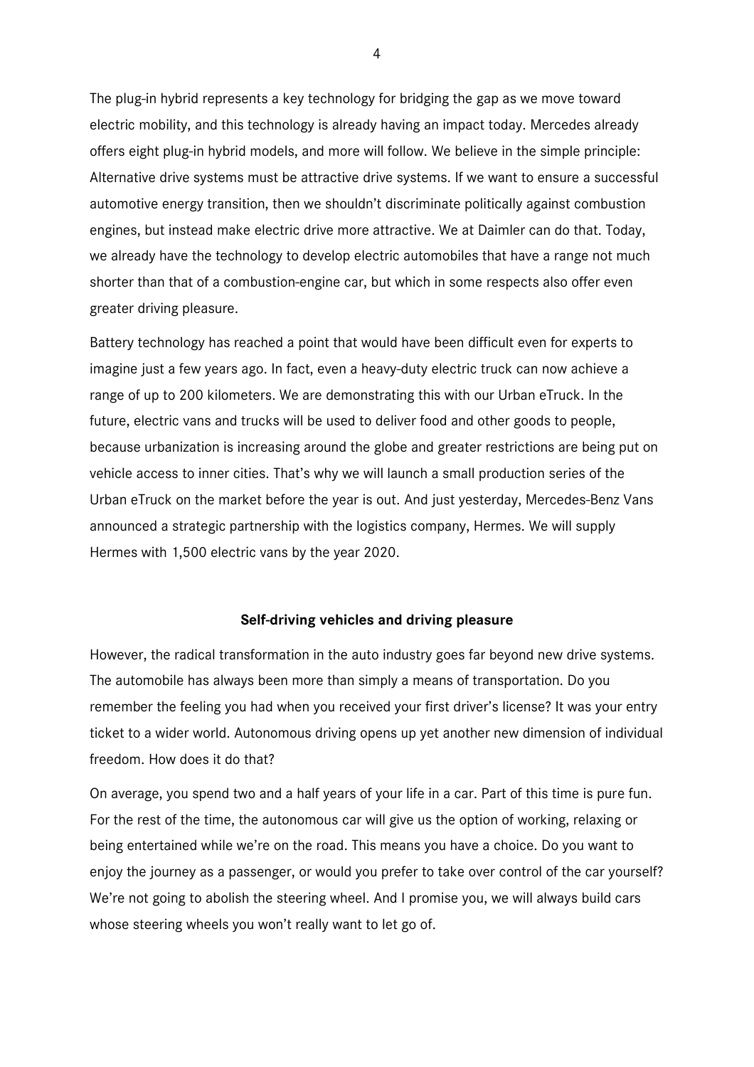The plug-in hybrid represents a key technology for bridging the gap as we move toward electric mobility, and this technology is already having an impact today. Mercedes already offers eight plug-in hybrid models, and more will follow. We believe in the simple principle: Alternative drive systems must be attractive drive systems. If we want to ensure a successful automotive energy transition, then we shouldn't discriminate politically against combustion engines, but instead make electric drive more attractive. We at Daimler can do that. Today, we already have the technology to develop electric automobiles that have a range not much shorter than that of a combustion-engine car, but which in some respects also offer even greater driving pleasure.

Battery technology has reached a point that would have been difficult even for experts to imagine just a few years ago. In fact, even a heavy-duty electric truck can now achieve a range of up to 200 kilometers. We are demonstrating this with our Urban eTruck. In the future, electric vans and trucks will be used to deliver food and other goods to people, because urbanization is increasing around the globe and greater restrictions are being put on vehicle access to inner cities. That's why we will launch a small production series of the Urban eTruck on the market before the year is out. And just yesterday, Mercedes-Benz Vans announced a strategic partnership with the logistics company, Hermes. We will supply Hermes with 1,500 electric vans by the year 2020.

## Self-driving vehicles and driving pleasure

However, the radical transformation in the auto industry goes far beyond new drive systems. The automobile has always been more than simply a means of transportation. Do you remember the feeling you had when you received your first driver's license? It was your entry ticket to a wider world. Autonomous driving opens up yet another new dimension of individual freedom. How does it do that?

On average, you spend two and a half years of your life in a car. Part of this time is pure fun. For the rest of the time, the autonomous car will give us the option of working, relaxing or being entertained while we're on the road. This means you have a choice. Do you want to enjoy the journey as a passenger, or would you prefer to take over control of the car yourself? We're not going to abolish the steering wheel. And I promise you, we will always build cars whose steering wheels you won't really want to let go of.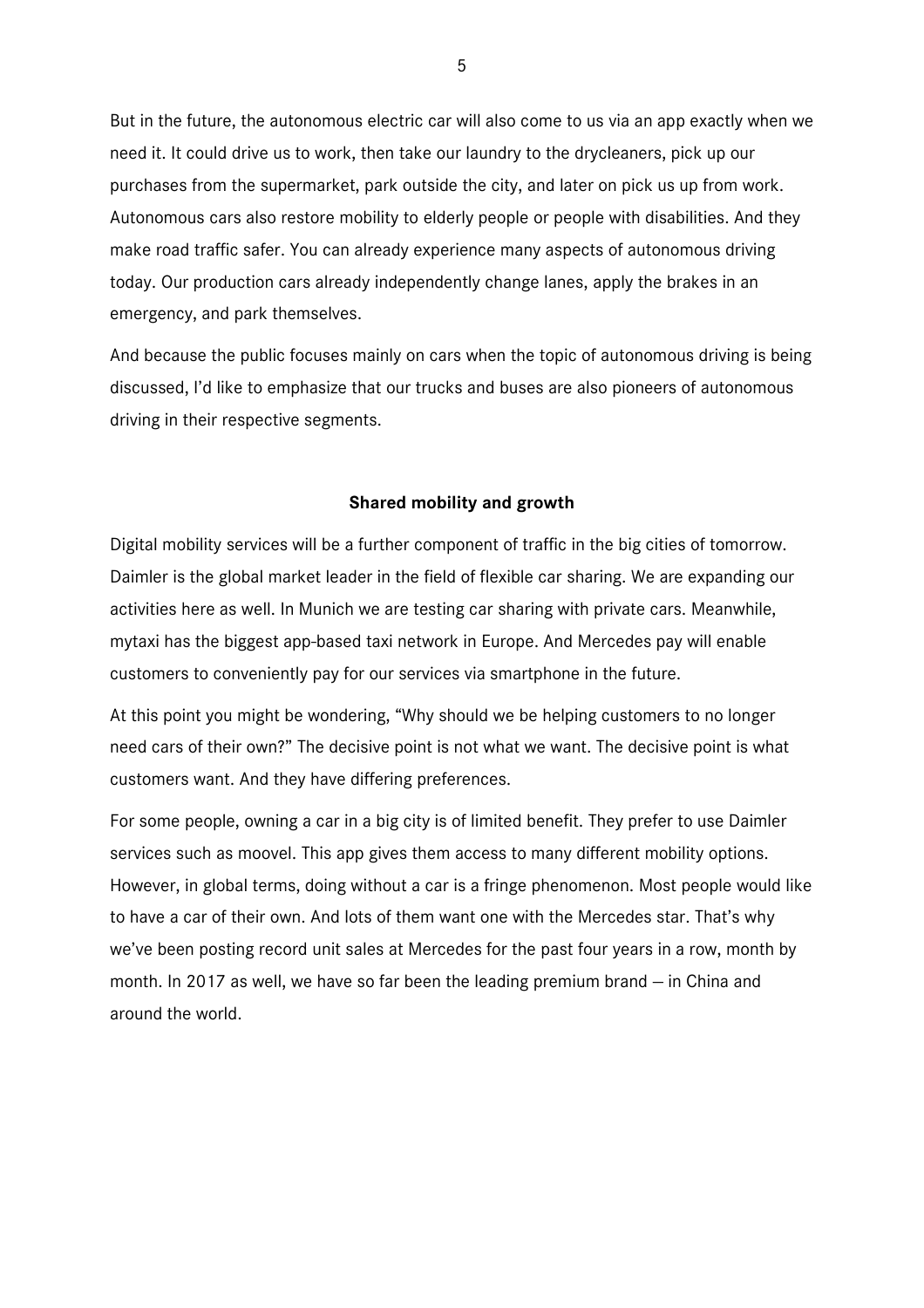But in the future, the autonomous electric car will also come to us via an app exactly when we need it. It could drive us to work, then take our laundry to the drycleaners, pick up our purchases from the supermarket, park outside the city, and later on pick us up from work. Autonomous cars also restore mobility to elderly people or people with disabilities. And they make road traffic safer. You can already experience many aspects of autonomous driving today. Our production cars already independently change lanes, apply the brakes in an emergency, and park themselves.

And because the public focuses mainly on cars when the topic of autonomous driving is being discussed, I'd like to emphasize that our trucks and buses are also pioneers of autonomous driving in their respective segments.

**Shared mobility and growth**

Digital mobility services will be a further component of traffic in the big cities of tomorrow. Daimler is the global market leader in the field of flexible car sharing. We are expanding our activities here as well. In Munich we are testing car sharing with private cars. Meanwhile, mytaxi has the biggest app-based taxi network in Europe. And Mercedes pay will enable customers to conveniently pay for our services via smartphone in the future.

At this point you might be wondering, "Why should we be helping customers to no longer need cars of their own?" The decisive point is not what we want. The decisive point is what customers want. And they have differing preferences.

For some people, owning a car in a big city is of limited benefit. They prefer to use Daimler services such as moovel. This app gives them access to many different mobility options. However, in global terms, doing without a car is a fringe phenomenon. Most people would like to have a car of their own. And lots of them want one with the Mercedes star. That's why we've been posting record unit sales at Mercedes for the past four years in a row, month by month. In 2017 as well, we have so far been the leading premium brand – in China and around the world.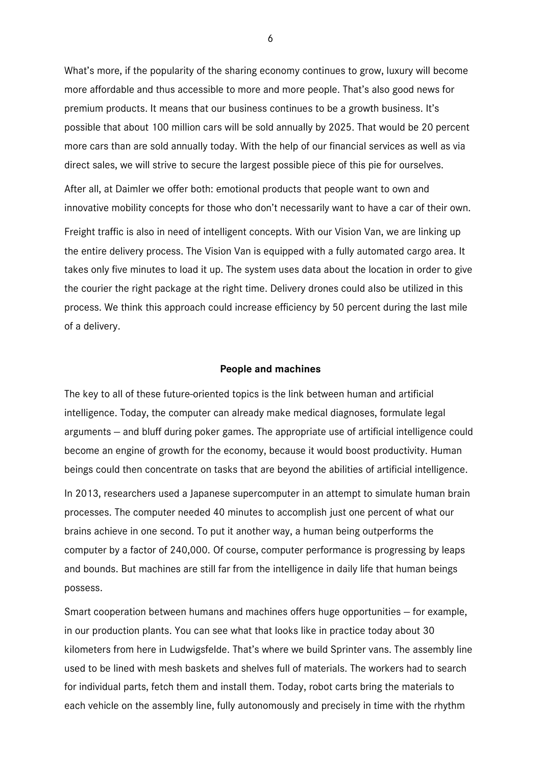What's more, if the popularity of the sharing economy continues to grow, luxury will become more affordable and thus accessible to more and more people. That's also good news for premium products. It means that our business continues to be a growth business. It's possible that about 100 million cars will be sold annually by 2025. That would be 20 percent more cars than are sold annually today. With the help of our financial services as well as via direct sales, we will strive to secure the largest possible piece of this pie for ourselves.

After all, at Daimler we offer both: emotional products that people want to own and innovative mobility concepts for those who don't necessarily want to have a car of their own.

Freight traffic is also in need of intelligent concepts. With our Vision Van, we are linking up the entire delivery process. The Vision Van is equipped with a fully automated cargo area. It takes only five minutes to load it up. The system uses data about the location in order to give the courier the right package at the right time. Delivery drones could also be utilized in this process. We think this approach could increase efficiency by 50 percent during the last mile of a delivery.

## People and machines

The key to all of these future-oriented topics is the link between human and artificial intelligence. Today, the computer can already make medical diagnoses, formulate legal arguments – and bluff during poker games. The appropriate use of artificial intelligence could become an engine of growth for the economy, because it would boost productivity. Human beings could then concentrate on tasks that are beyond the abilities of artificial intelligence.

In 2013, researchers used a Japanese supercomputer in an attempt to simulate human brain processes. The computer needed 40 minutes to accomplish just one percent of what our brains achieve in one second. To put it another way, a human being outperforms the computer by a factor of 240,000. Of course, computer performance is progressing by leaps and bounds. But machines are still far from the intelligence in daily life that human beings possess.

Smart cooperation between humans and machines offers huge opportunities – for example, in our production plants. You can see what that looks like in practice today about 30 kilometers from here in Ludwigsfelde. That's where we build Sprinter vans. The assembly line used to be lined with mesh baskets and shelves full of materials. The workers had to search for individual parts, fetch them and install them. Today, robot carts bring the materials to each vehicle on the assembly line, fully autonomously and precisely in time with the rhythm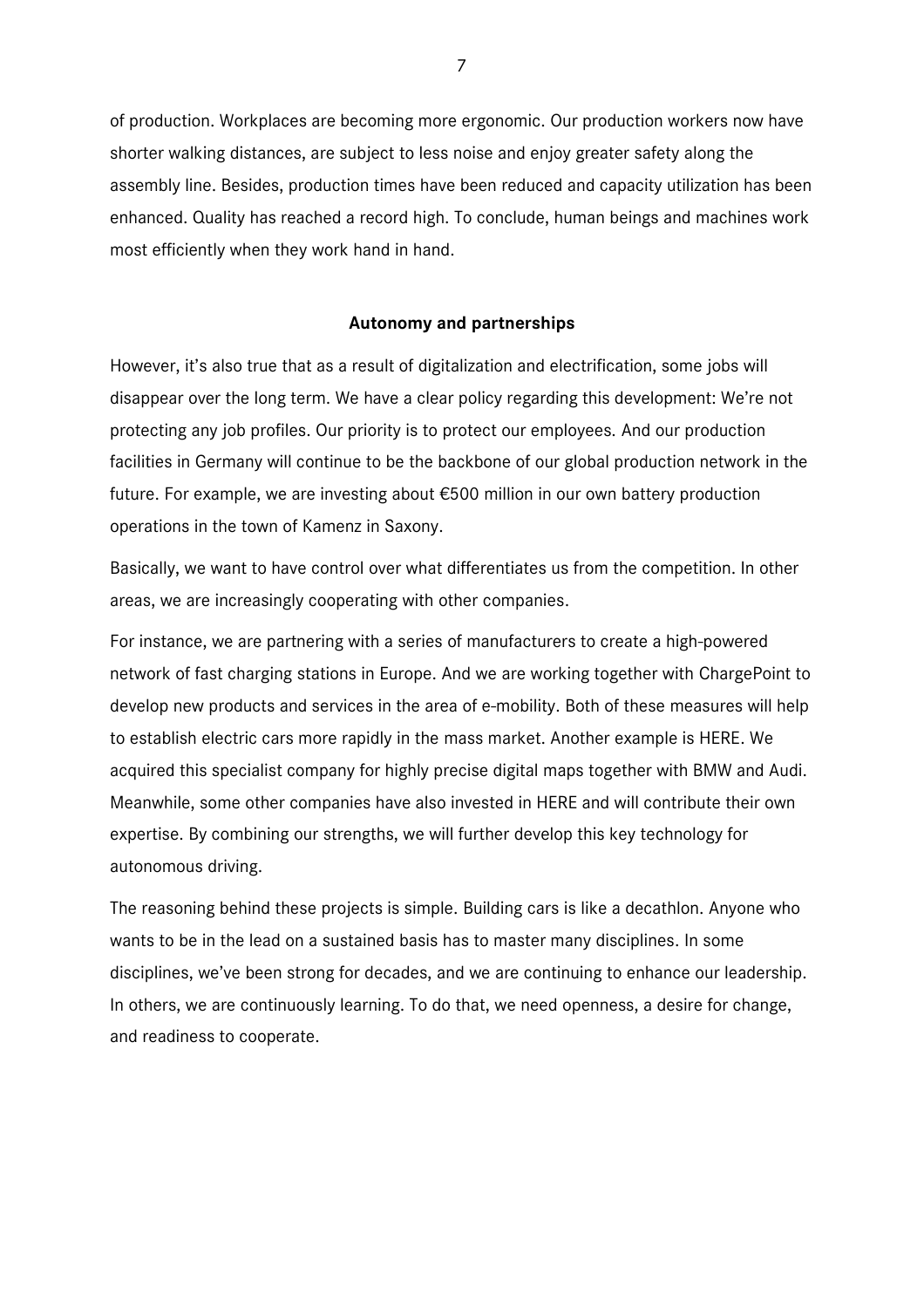of production. Workplaces are becoming more ergonomic. Our production workers now have shorter walking distances, are subject to less noise and enjoy greater safety along the assembly line. Besides, production times have been reduced and capacity utilization has been enhanced. Quality has reached a record high. To conclude, human beings and machines work most efficiently when they work hand in hand.

## Autonomy and partnerships

However, it's also true that as a result of digitalization and electrification, some jobs will disappear over the long term. We have a clear policy regarding this development: We're not protecting any job profiles. Our priority is to protect our employees. And our production facilities in Germany will continue to be the backbone of our global production network in the future. For example, we are investing about €500 million in our own battery production operations in the town of Kamenz in Saxony.

Basically, we want to have control over what differentiates us from the competition. In other areas, we are increasingly cooperating with other companies.

For instance, we are partnering with a series of manufacturers to create a high-powered network of fast charging stations in Europe. And we are working together with ChargePoint to develop new products and services in the area of e-mobility. Both of these measures will help to establish electric cars more rapidly in the mass market. Another example is HERE. We acquired this specialist company for highly precise digital maps together with BMW and Audi. Meanwhile, some other companies have also invested in HERE and will contribute their own expertise. By combining our strengths, we will further develop this key technology for autonomous driving.

The reasoning behind these projects is simple. Building cars is like a decathlon. Anyone who wants to be in the lead on a sustained basis has to master many disciplines. In some disciplines, we've been strong for decades, and we are continuing to enhance our leadership. In others, we are continuously learning. To do that, we need openness, a desire for change, and readiness to cooperate.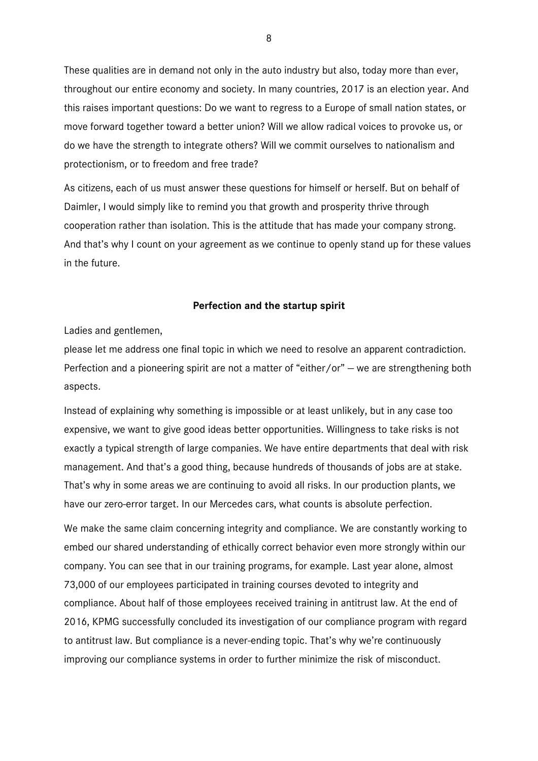These qualities are in demand not only in the auto industry but also, today more than ever, throughout our entire economy and society. In many countries, 2017 is an election year. And this raises important questions: Do we want to regress to a Europe of small nation states, or move forward together toward a better union? Will we allow radical voices to provoke us, or do we have the strength to integrate others? Will we commit ourselves to nationalism and protectionism, or to freedom and free trade?

As citizens, each of us must answer these questions for himself or herself. But on behalf of Daimler, I would simply like to remind you that growth and prosperity thrive through cooperation rather than isolation. This is the attitude that has made your company strong. And that's why I count on your agreement as we continue to openly stand up for these values in the future.

**Perfection and the startup spirit**

Ladies and gentlemen,
please let me address one final topic in which we need to resolve an apparent contradiction. Perfection and a pioneering spirit are not a matter of "either/or" – we are strengthening both aspects.

Instead of explaining why something is impossible or at least unlikely, but in any case too expensive, we want to give good ideas better opportunities. Willingness to take risks is not exactly a typical strength of large companies. We have entire departments that deal with risk management. And that's a good thing, because hundreds of thousands of jobs are at stake. That's why in some areas we are continuing to avoid all risks. In our production plants, we have our zero-error target. In our Mercedes cars, what counts is absolute perfection.

We make the same claim concerning integrity and compliance. We are constantly working to embed our shared understanding of ethically correct behavior even more strongly within our company. You can see that in our training programs, for example. Last year alone, almost 73,000 of our employees participated in training courses devoted to integrity and compliance. About half of those employees received training in antitrust law. At the end of 2016, KPMG successfully concluded its investigation of our compliance program with regard to antitrust law. But compliance is a never-ending topic. That's why we're continuously improving our compliance systems in order to further minimize the risk of misconduct.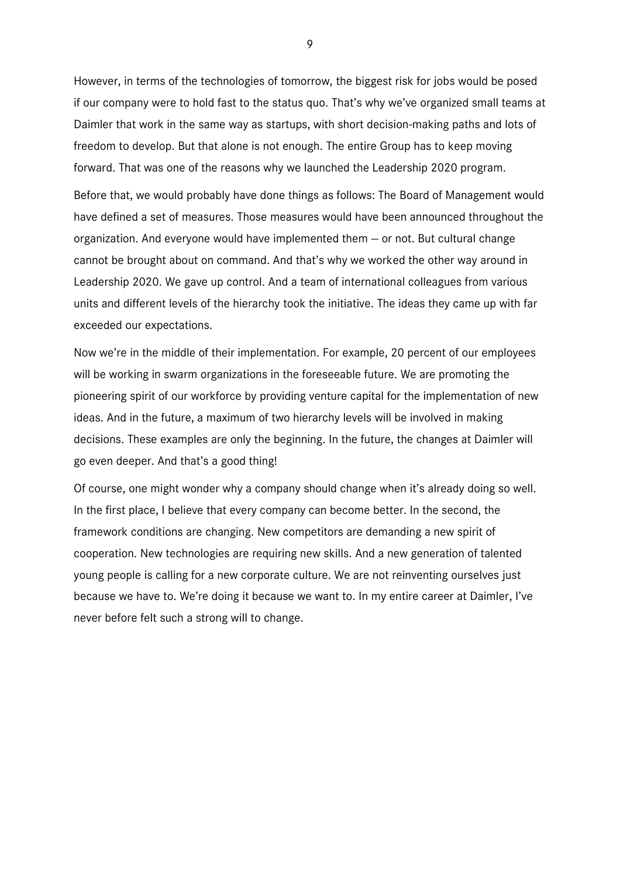However, in terms of the technologies of tomorrow, the biggest risk for jobs would be posed if our company were to hold fast to the status quo. That's why we've organized small teams at Daimler that work in the same way as startups, with short decision-making paths and lots of freedom to develop. But that alone is not enough. The entire Group has to keep moving forward. That was one of the reasons why we launched the Leadership 2020 program.

Before that, we would probably have done things as follows: The Board of Management would have defined a set of measures. Those measures would have been announced throughout the organization. And everyone would have implemented them – or not. But cultural change cannot be brought about on command. And that's why we worked the other way around in Leadership 2020. We gave up control. And a team of international colleagues from various units and different levels of the hierarchy took the initiative. The ideas they came up with far exceeded our expectations.

Now we're in the middle of their implementation. For example, 20 percent of our employees will be working in swarm organizations in the foreseeable future. We are promoting the pioneering spirit of our workforce by providing venture capital for the implementation of new ideas. And in the future, a maximum of two hierarchy levels will be involved in making decisions. These examples are only the beginning. In the future, the changes at Daimler will go even deeper. And that's a good thing!

Of course, one might wonder why a company should change when it's already doing so well. In the first place, I believe that every company can become better. In the second, the framework conditions are changing. New competitors are demanding a new spirit of cooperation. New technologies are requiring new skills. And a new generation of talented young people is calling for a new corporate culture. We are not reinventing ourselves just because we have to. We're doing it because we want to. In my entire career at Daimler, I've never before felt such a strong will to change.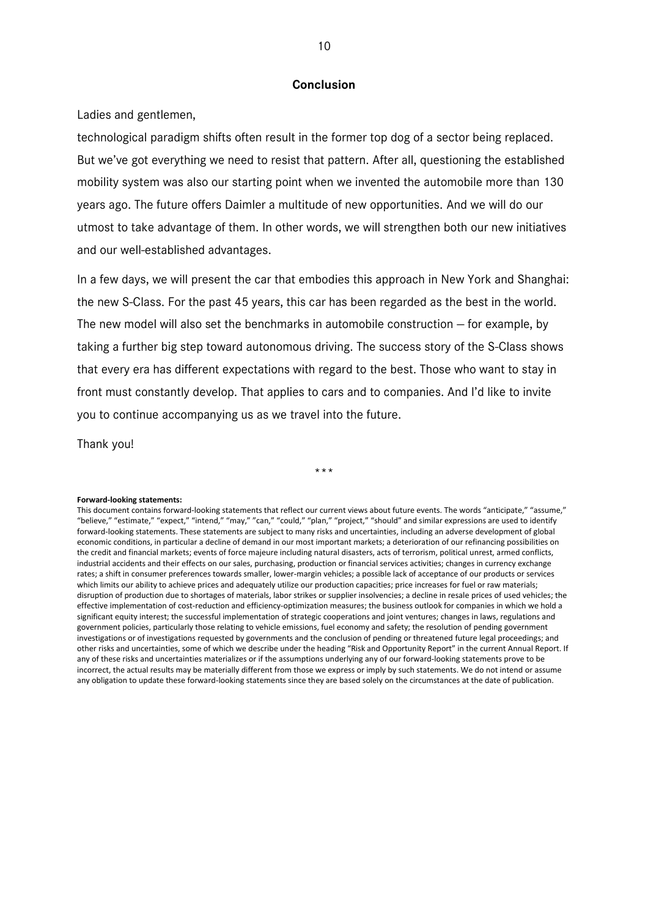## Conclusion

Ladies and gentlemen,

technological paradigm shifts often result in the former top dog of a sector being replaced. But we've got everything we need to resist that pattern. After all, questioning the established mobility system was also our starting point when we invented the automobile more than 130 years ago. The future offers Daimler a multitude of new opportunities. And we will do our utmost to take advantage of them. In other words, we will strengthen both our new initiatives and our well-established advantages.

In a few days, we will present the car that embodies this approach in New York and Shanghai: the new S-Class. For the past 45 years, this car has been regarded as the best in the world. The new model will also set the benchmarks in automobile construction – for example, by taking a further big step toward autonomous driving. The success story of the S-Class shows that every era has different expectations with regard to the best. Those who want to stay in front must constantly develop. That applies to cars and to companies. And I'd like to invite you to continue accompanying us as we travel into the future.

Thank you!

\*\*\*

**Forward-looking statements:**

This document contains forward-looking statements that reflect our current views about future events. The words "anticipate," "assume," "believe," "estimate," "expect," "intend," "may," "can," "could," "plan," "project," "should" and similar expressions are used to identify forward-looking statements. These statements are subject to many risks and uncertainties, including an adverse development of global economic conditions, in particular a decline of demand in our most important markets; a deterioration of our refinancing possibilities on the credit and financial markets; events of force majeure including natural disasters, acts of terrorism, political unrest, armed conflicts, industrial accidents and their effects on our sales, purchasing, production or financial services activities; changes in currency exchange rates; a shift in consumer preferences towards smaller, lower-margin vehicles; a possible lack of acceptance of our products or services which limits our ability to achieve prices and adequately utilize our production capacities; price increases for fuel or raw materials; disruption of production due to shortages of materials, labor strikes or supplier insolvencies; a decline in resale prices of used vehicles; the effective implementation of cost-reduction and efficiency-optimization measures; the business outlook for companies in which we hold a significant equity interest; the successful implementation of strategic cooperations and joint ventures; changes in laws, regulations and government policies, particularly those relating to vehicle emissions, fuel economy and safety; the resolution of pending government investigations or of investigations requested by governments and the conclusion of pending or threatened future legal proceedings; and other risks and uncertainties, some of which we describe under the heading "Risk and Opportunity Report" in the current Annual Report. If any of these risks and uncertainties materializes or if the assumptions underlying any of our forward-looking statements prove to be incorrect, the actual results may be materially different from those we express or imply by such statements. We do not intend or assume any obligation to update these forward-looking statements since they are based solely on the circumstances at the date of publication.